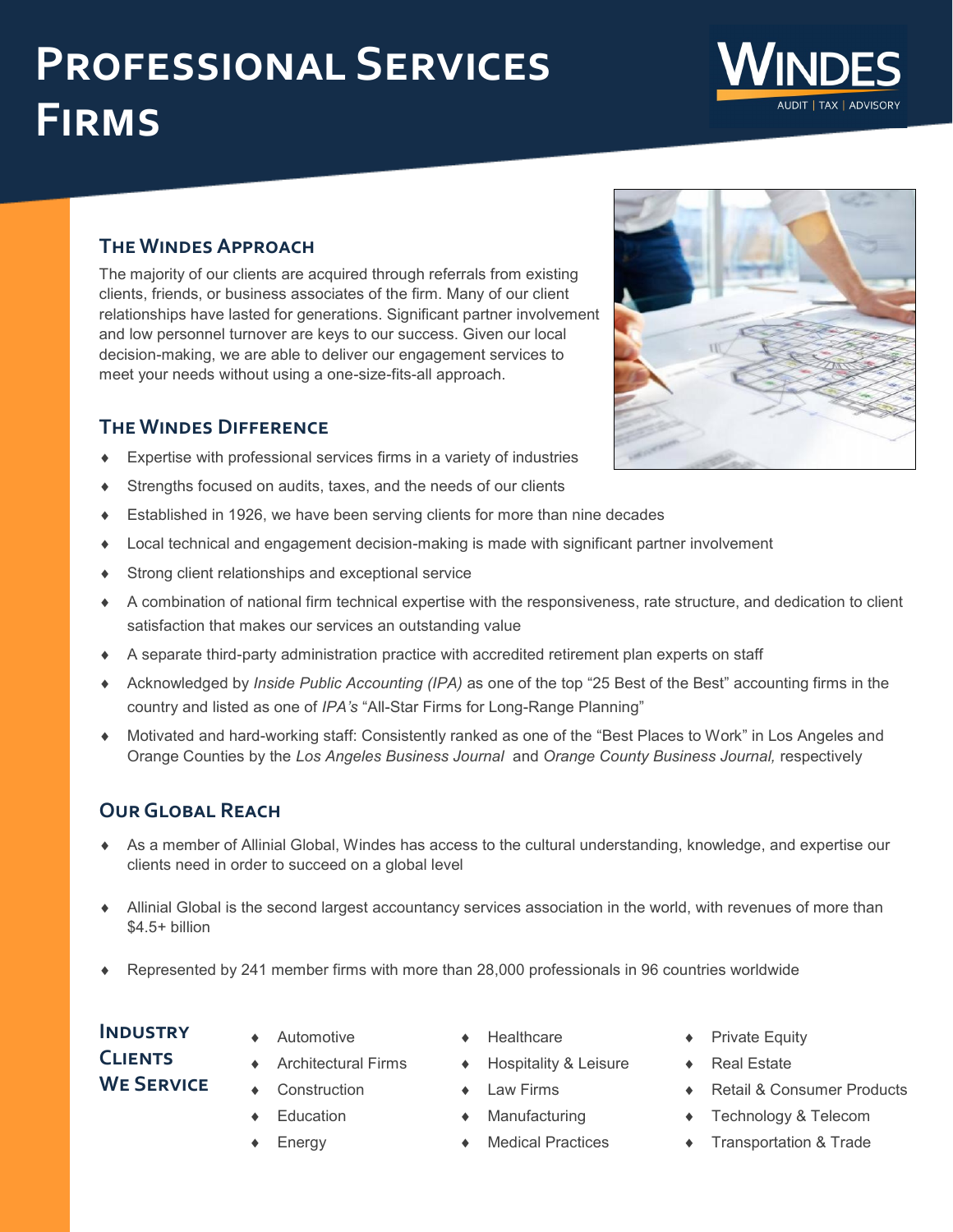# Professional Services Firms

WINDES
AUDIT | TAX | ADVISORY

## The Windes Approach

The majority of our clients are acquired through referrals from existing clients, friends, or business associates of the firm. Many of our client relationships have lasted for generations. Significant partner involvement and low personnel turnover are keys to our success. Given our local decision-making, we are able to deliver our engagement services to meet your needs without using a one-size-fits-all approach.

## The Windes Difference

- Expertise with professional services firms in a variety of industries
- Strengths focused on audits, taxes, and the needs of our clients
- Established in 1926, we have been serving clients for more than nine decades
- Local technical and engagement decision-making is made with significant partner involvement
- Strong client relationships and exceptional service
- A combination of national firm technical expertise with the responsiveness, rate structure, and dedication to client satisfaction that makes our services an outstanding value
- A separate third-party administration practice with accredited retirement plan experts on staff
- Acknowledged by *Inside Public Accounting (IPA)* as one of the top “25 Best of the Best” accounting firms in the country and listed as one of *IPA’s* “All-Star Firms for Long-Range Planning”
- Motivated and hard-working staff: Consistently ranked as one of the “Best Places to Work” in Los Angeles and Orange Counties by the *Los Angeles Business Journal* and *Orange County Business Journal,* respectively

## Our Global Reach

- As a member of Allinial Global, Windes has access to the cultural understanding, knowledge, and expertise our clients need in order to succeed on a global level
- Allinial Global is the second largest accountancy services association in the world, with revenues of more than $4.5+ billion
- Represented by 241 member firms with more than 28,000 professionals in 96 countries worldwide

## Industry Clients We Service

- Automotive
- Architectural Firms
- Construction
- Education
- Energy
- Healthcare
- Hospitality & Leisure
- Law Firms
- Manufacturing
- Medical Practices
- Private Equity
- Real Estate
- Retail & Consumer Products
- Technology & Telecom
- Transportation & Trade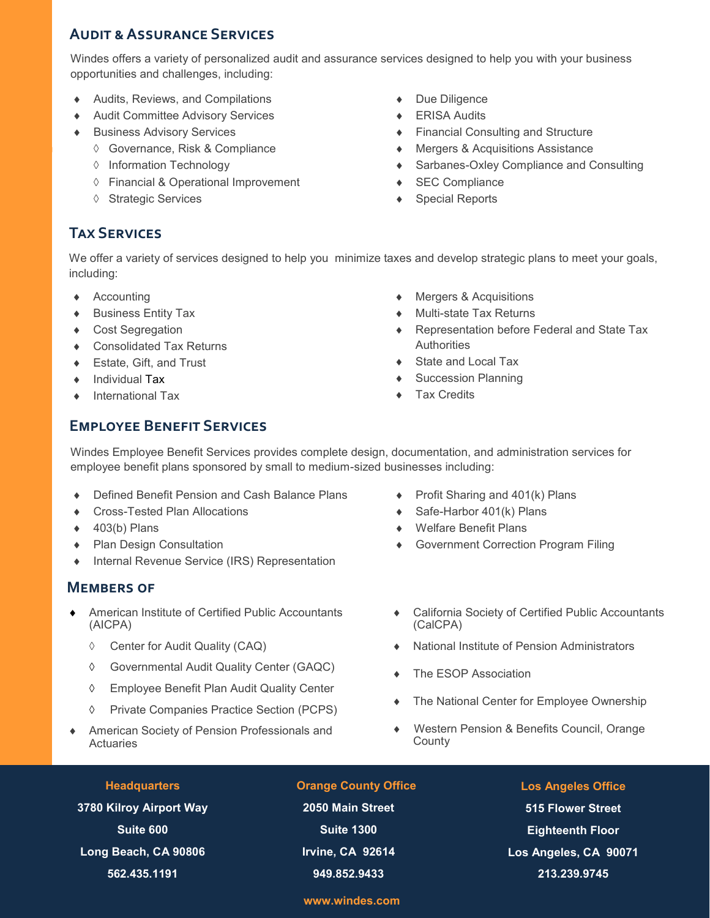## Audit & Assurance Services

Windes offers a variety of personalized audit and assurance services designed to help you with your business opportunities and challenges, including:

- Audits, Reviews, and Compilations
- Audit Committee Advisory Services
- Business Advisory Services
  - Governance, Risk & Compliance
  - Information Technology
  - Financial & Operational Improvement
  - Strategic Services
- Due Diligence
- ERISA Audits
- Financial Consulting and Structure
- Mergers & Acquisitions Assistance
- Sarbanes-Oxley Compliance and Consulting
- SEC Compliance
- Special Reports

## Tax Services

We offer a variety of services designed to help you minimize taxes and develop strategic plans to meet your goals, including:

- Accounting
- Business Entity Tax
- Cost Segregation
- Consolidated Tax Returns
- Estate, Gift, and Trust
- Individual Tax
- International Tax
- Mergers & Acquisitions
- Multi-state Tax Returns
- Representation before Federal and State Tax Authorities
- State and Local Tax
- Succession Planning
- Tax Credits

## Employee Benefit Services

Windes Employee Benefit Services provides complete design, documentation, and administration services for employee benefit plans sponsored by small to medium-sized businesses including:

- Defined Benefit Pension and Cash Balance Plans
- Cross-Tested Plan Allocations
- 403(b) Plans
- Plan Design Consultation
- Internal Revenue Service (IRS) Representation
- Profit Sharing and 401(k) Plans
- Safe-Harbor 401(k) Plans
- Welfare Benefit Plans
- Government Correction Program Filing

## Members of

- American Institute of Certified Public Accountants (AICPA)
  - Center for Audit Quality (CAQ)
  - Governmental Audit Quality Center (GAQC)
  - Employee Benefit Plan Audit Quality Center
  - Private Companies Practice Section (PCPS)
- American Society of Pension Professionals and Actuaries
- California Society of Certified Public Accountants (CalCPA)
- National Institute of Pension Administrators
- The ESOP Association
- The National Center for Employee Ownership
- Western Pension & Benefits Council, Orange County

**Headquarters**
**3780 Kilroy Airport Way**
**Suite 600**
**Long Beach, CA 90806**
**562.435.1191**

**Orange County Office**
**2050 Main Street**
**Suite 1300**
**Irvine, CA 92614**
**949.852.9433**

**Los Angeles Office**
**515 Flower Street**
**Eighteenth Floor**
**Los Angeles, CA 90071**
**213.239.9745**

**www.windes.com**